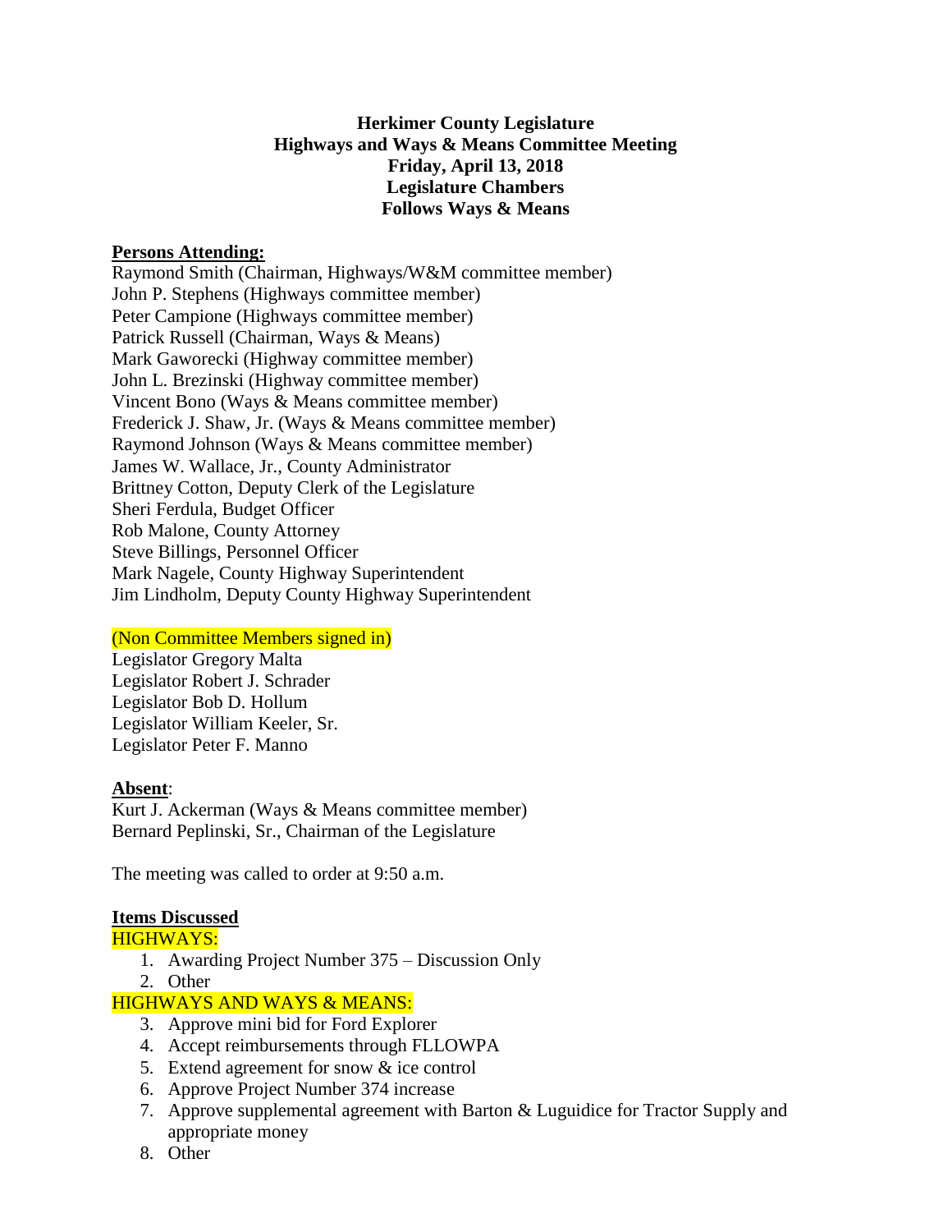**Herkimer County Legislature**
**Highways and Ways & Means Committee Meeting**
**Friday, April 13, 2018**
**Legislature Chambers**
**Follows Ways & Means**

**Persons Attending:**

Raymond Smith (Chairman, Highways/W&M committee member)
John P. Stephens (Highways committee member)
Peter Campione (Highways committee member)
Patrick Russell (Chairman, Ways & Means)
Mark Gaworecki (Highway committee member)
John L. Brezinski (Highway committee member)
Vincent Bono (Ways & Means committee member)
Frederick J. Shaw, Jr. (Ways & Means committee member)
Raymond Johnson (Ways & Means committee member)
James W. Wallace, Jr., County Administrator
Brittney Cotton, Deputy Clerk of the Legislature
Sheri Ferdula, Budget Officer
Rob Malone, County Attorney
Steve Billings, Personnel Officer
Mark Nagele, County Highway Superintendent
Jim Lindholm, Deputy County Highway Superintendent

(Non Committee Members signed in)

Legislator Gregory Malta
Legislator Robert J. Schrader
Legislator Bob D. Hollum
Legislator William Keeler, Sr.
Legislator Peter F. Manno

**Absent**:

Kurt J. Ackerman (Ways & Means committee member)
Bernard Peplinski, Sr., Chairman of the Legislature

The meeting was called to order at 9:50 a.m.

**Items Discussed**

HIGHWAYS:

1. Awarding Project Number 375 – Discussion Only
2. Other

HIGHWAYS AND WAYS & MEANS:

3. Approve mini bid for Ford Explorer
4. Accept reimbursements through FLLOWPA
5. Extend agreement for snow & ice control
6. Approve Project Number 374 increase
7. Approve supplemental agreement with Barton & Luguidice for Tractor Supply and appropriate money
8. Other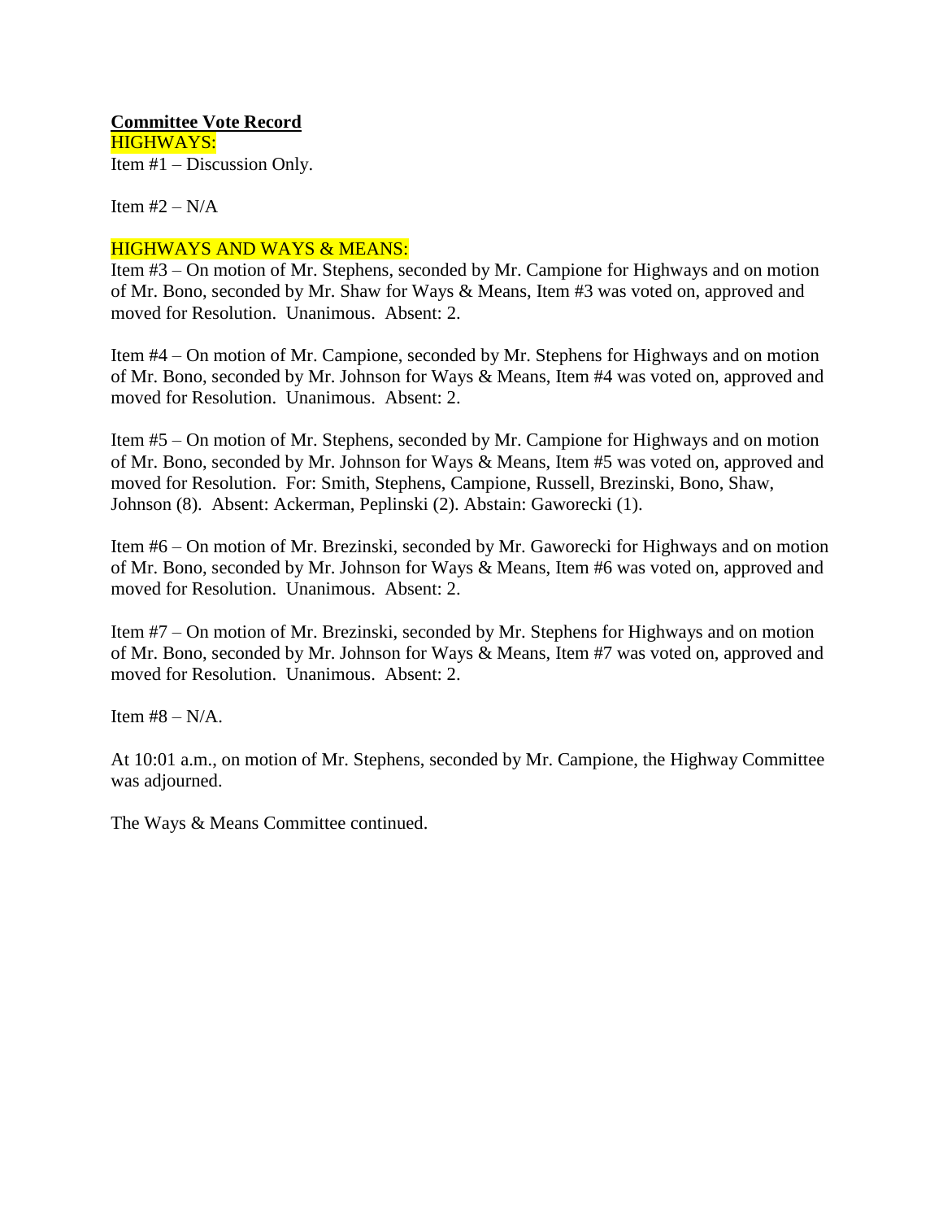**Committee Vote Record**

HIGHWAYS:

Item #1 – Discussion Only.

Item #2 – N/A

HIGHWAYS AND WAYS & MEANS:

Item #3 – On motion of Mr. Stephens, seconded by Mr. Campione for Highways and on motion of Mr. Bono, seconded by Mr. Shaw for Ways & Means, Item #3 was voted on, approved and moved for Resolution. Unanimous. Absent: 2.

Item #4 – On motion of Mr. Campione, seconded by Mr. Stephens for Highways and on motion of Mr. Bono, seconded by Mr. Johnson for Ways & Means, Item #4 was voted on, approved and moved for Resolution. Unanimous. Absent: 2.

Item #5 – On motion of Mr. Stephens, seconded by Mr. Campione for Highways and on motion of Mr. Bono, seconded by Mr. Johnson for Ways & Means, Item #5 was voted on, approved and moved for Resolution. For: Smith, Stephens, Campione, Russell, Brezinski, Bono, Shaw, Johnson (8). Absent: Ackerman, Peplinski (2). Abstain: Gaworecki (1).

Item #6 – On motion of Mr. Brezinski, seconded by Mr. Gaworecki for Highways and on motion of Mr. Bono, seconded by Mr. Johnson for Ways & Means, Item #6 was voted on, approved and moved for Resolution. Unanimous. Absent: 2.

Item #7 – On motion of Mr. Brezinski, seconded by Mr. Stephens for Highways and on motion of Mr. Bono, seconded by Mr. Johnson for Ways & Means, Item #7 was voted on, approved and moved for Resolution. Unanimous. Absent: 2.

Item #8 – N/A.

At 10:01 a.m., on motion of Mr. Stephens, seconded by Mr. Campione, the Highway Committee was adjourned.

The Ways & Means Committee continued.